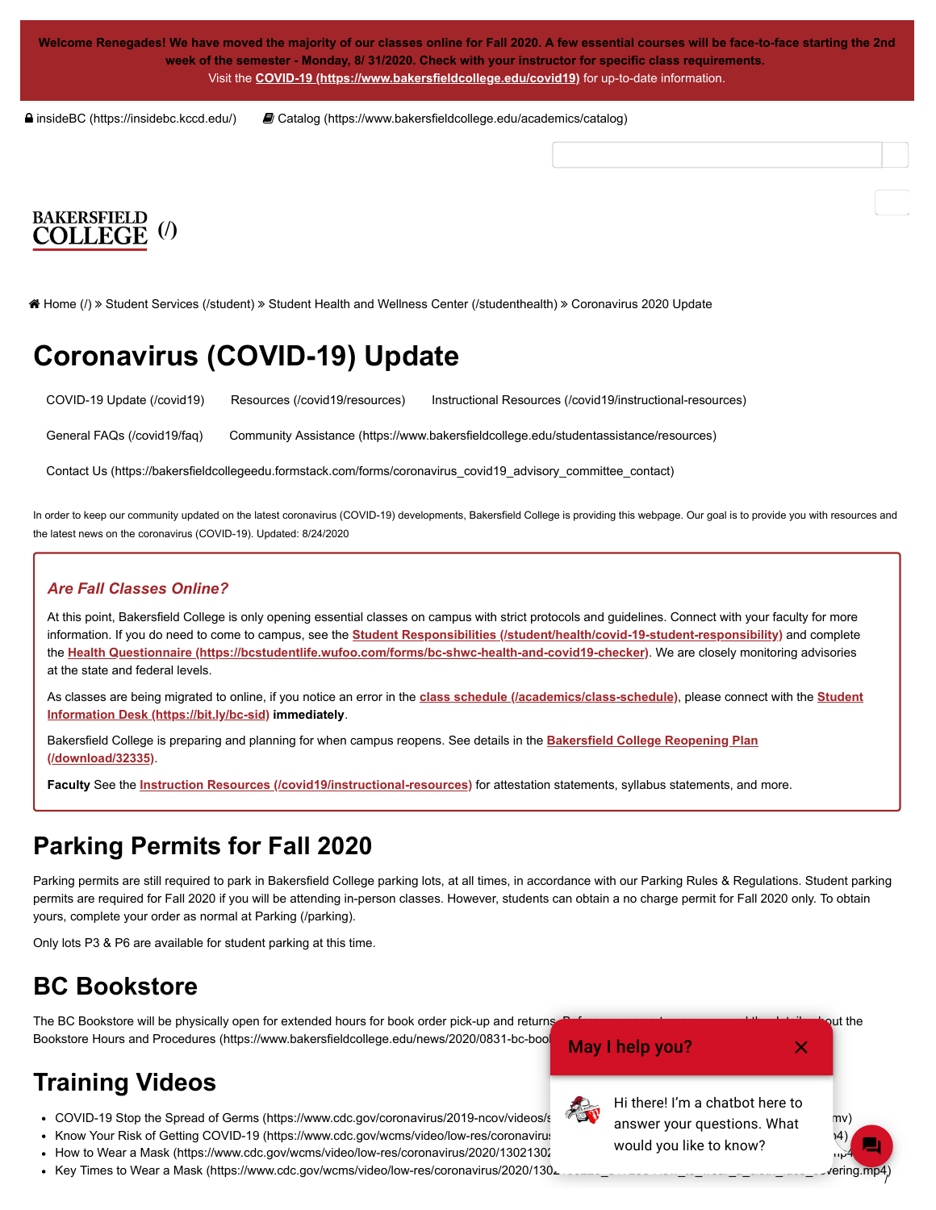**Welcome Renegades! We have moved the majority of our classes online for Fall 2020. A few essential courses will be face-to-face starting the 2nd week of the semester - Monday, 8/ 31/2020. Check with your instructor for specific class requirements.**
Visit the **COVID-19 (https://www.bakersfieldcollege.edu/covid19)** for up-to-date information.

insideBC (https://insidebc.kccd.edu/) Catalog (https://www.bakersfieldcollege.edu/academics/catalog)

BAKERSFIELD COLLEGE (/)

Home (/) » Student Services (/student) » Student Health and Wellness Center (/studenthealth) » Coronavirus 2020 Update

# Coronavirus (COVID-19) Update

COVID-19 Update (/covid19) Resources (/covid19/resources) Instructional Resources (/covid19/instructional-resources)

General FAQs (/covid19/faq) Community Assistance (https://www.bakersfieldcollege.edu/studentassistance/resources)

Contact Us (https://bakersfieldcollegeedu.formstack.com/forms/coronavirus_covid19_advisory_committee_contact)

In order to keep our community updated on the latest coronavirus (COVID-19) developments, Bakersfield College is providing this webpage. Our goal is to provide you with resources and the latest news on the coronavirus (COVID-19). Updated: 8/24/2020

### *Are Fall Classes Online?*

At this point, Bakersfield College is only opening essential classes on campus with strict protocols and guidelines. Connect with your faculty for more information. If you do need to come to campus, see the **Student Responsibilities (/student/health/covid-19-student-responsibility)** and complete the **Health Questionnaire (https://bcstudentlife.wufoo.com/forms/bc-shwc-health-and-covid19-checker)**. We are closely monitoring advisories at the state and federal levels.

As classes are being migrated to online, if you notice an error in the **class schedule (/academics/class-schedule)**, please connect with the **Student Information Desk (https://bit.ly/bc-sid)** **immediately**.

Bakersfield College is preparing and planning for when campus reopens. See details in the **Bakersfield College Reopening Plan (/download/32335)**.

**Faculty** See the **Instruction Resources (/covid19/instructional-resources)** for attestation statements, syllabus statements, and more.

## Parking Permits for Fall 2020

Parking permits are still required to park in Bakersfield College parking lots, at all times, in accordance with our Parking Rules & Regulations. Student parking permits are required for Fall 2020 if you will be attending in-person classes. However, students can obtain a no charge permit for Fall 2020 only. To obtain yours, complete your order as normal at Parking (/parking).

Only lots P3 & P6 are available for student parking at this time.

## BC Bookstore

The BC Bookstore will be physically open for extended hours for book order pick-up and returns. B... ...out the Bookstore Hours and Procedures (https://www.bakersfieldcollege.edu/news/2020/0831-bc-bool...

## Training Videos

- COVID-19 Stop the Spread of Germs (https://www.cdc.gov/coronavirus/2019-ncov/videos/s... ...mv)
- Know Your Risk of Getting COVID-19 (https://www.cdc.gov/wcms/video/low-res/coronaviru... ...4)
- How to Wear a Mask (https://www.cdc.gov/wcms/video/low-res/coronavirus/2020/1302130...
- Key Times to Wear a Mask (https://www.cdc.gov/wcms/video/low-res/coronavirus/2020/130... ...vering.mp4)

**May I help you?**

Hi there! I'm a chatbot here to answer your questions. What would you like to know?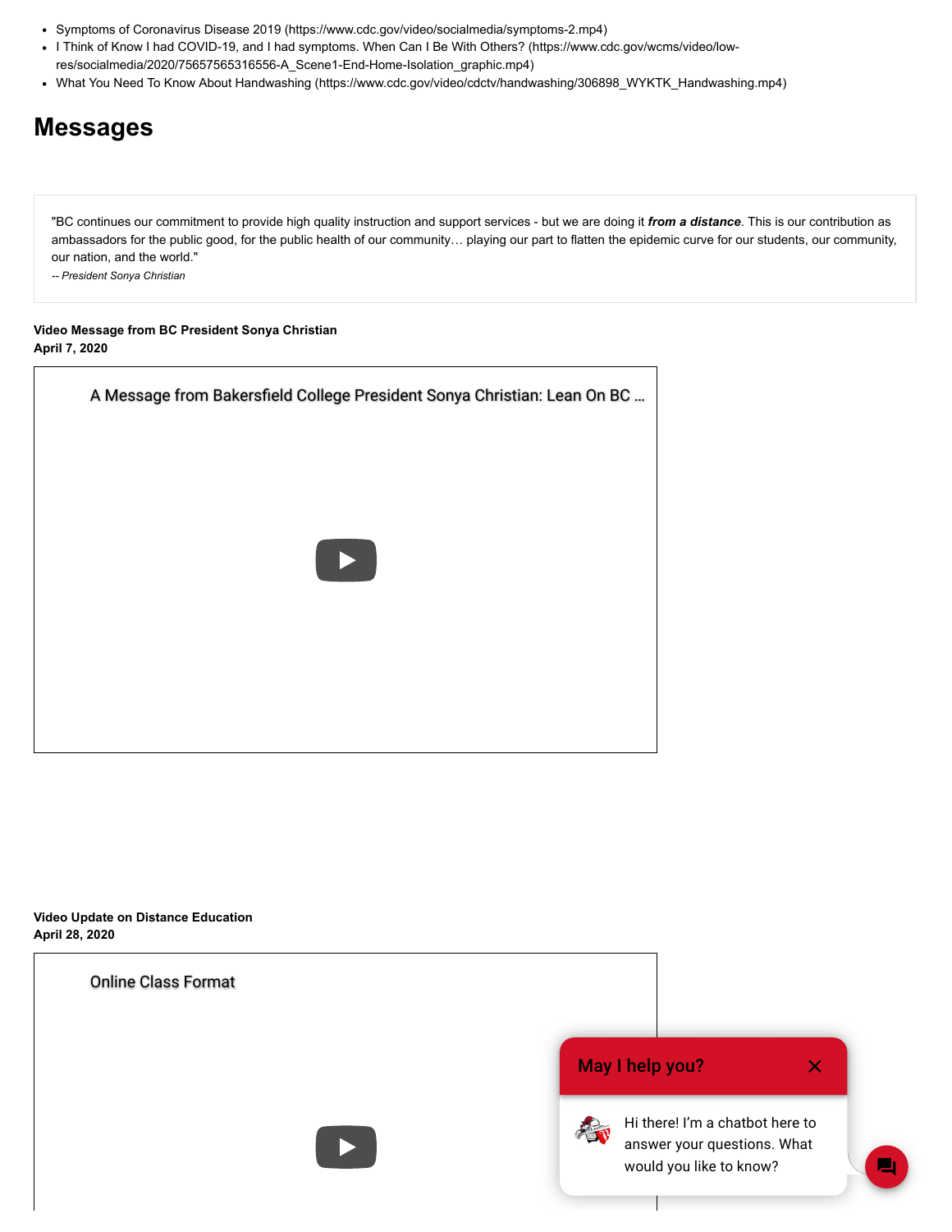- Symptoms of Coronavirus Disease 2019 (https://www.cdc.gov/video/socialmedia/symptoms-2.mp4)
- I Think of Know I had COVID-19, and I had symptoms. When Can I Be With Others? (https://www.cdc.gov/wcms/video/low-res/socialmedia/2020/75657565316556-A_Scene1-End-Home-Isolation_graphic.mp4)
- What You Need To Know About Handwashing (https://www.cdc.gov/video/cdctv/handwashing/306898_WYKTK_Handwashing.mp4)

## Messages

"BC continues our commitment to provide high quality instruction and support services - but we are doing it ***from a distance***. This is our contribution as ambassadors for the public good, for the public health of our community… playing our part to flatten the epidemic curve for our students, our community, our nation, and the world."

*-- President Sonya Christian*

**Video Message from BC President Sonya Christian**
**April 7, 2020**

A Message from Bakersfield College President Sonya Christian: Lean On BC ...

**Video Update on Distance Education**
**April 28, 2020**

Online Class Format

May I help you?

Hi there! I'm a chatbot here to answer your questions. What would you like to know?